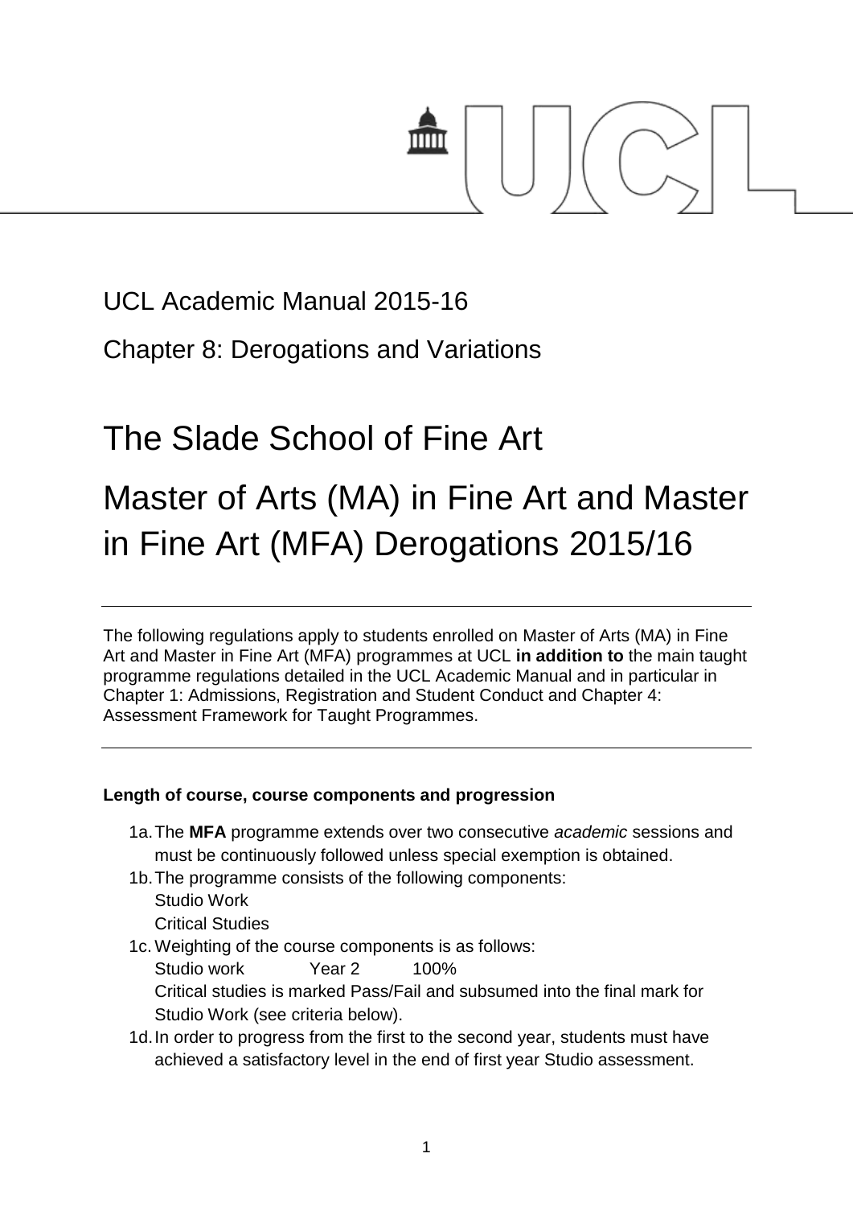UCL Academic Manual 2015-16

Chapter 8: Derogations and Variations

# The Slade School of Fine Art

# Master of Arts (MA) in Fine Art and Master in Fine Art (MFA) Derogations 2015/16

---

The following regulations apply to students enrolled on Master of Arts (MA) in Fine Art and Master in Fine Art (MFA) programmes at UCL **in addition to** the main taught programme regulations detailed in the UCL Academic Manual and in particular in Chapter 1: Admissions, Registration and Student Conduct and Chapter 4: Assessment Framework for Taught Programmes.

---

### Length of course, course components and progression

1a. The **MFA** programme extends over two consecutive *academic* sessions and must be continuously followed unless special exemption is obtained.

1b. The programme consists of the following components:
Studio Work
Critical Studies

1c. Weighting of the course components is as follows:
Studio work Year 2 100%
Critical studies is marked Pass/Fail and subsumed into the final mark for Studio Work (see criteria below).

1d. In order to progress from the first to the second year, students must have achieved a satisfactory level in the end of first year Studio assessment.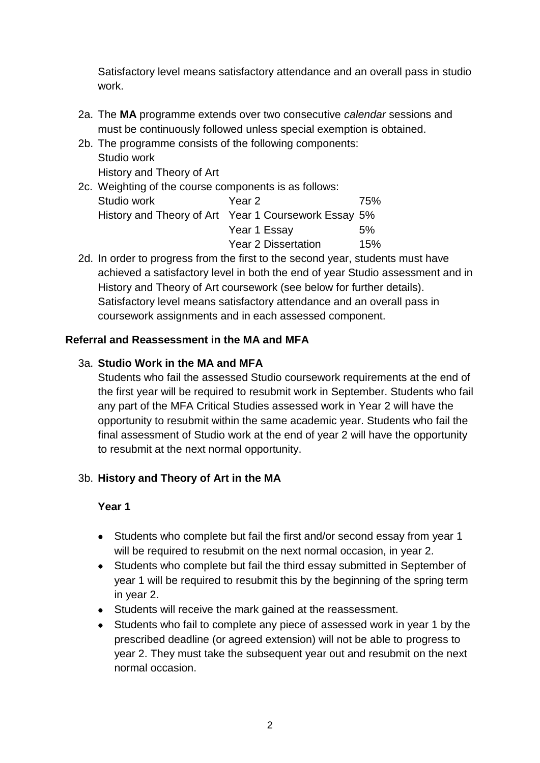Satisfactory level means satisfactory attendance and an overall pass in studio work.

2a. The **MA** programme extends over two consecutive *calendar* sessions and must be continuously followed unless special exemption is obtained.

2b. The programme consists of the following components:
Studio work
History and Theory of Art

2c. Weighting of the course components is as follows:

| | | |
|---|---|---|
| Studio work | Year 2 | 75% |
| History and Theory of Art | Year 1 Coursework Essay | 5% |
| | Year 1 Essay | 5% |
| | Year 2 Dissertation | 15% |

2d. In order to progress from the first to the second year, students must have achieved a satisfactory level in both the end of year Studio assessment and in History and Theory of Art coursework (see below for further details). Satisfactory level means satisfactory attendance and an overall pass in coursework assignments and in each assessed component.

**Referral and Reassessment in the MA and MFA**

3a. **Studio Work in the MA and MFA**

Students who fail the assessed Studio coursework requirements at the end of the first year will be required to resubmit work in September. Students who fail any part of the MFA Critical Studies assessed work in Year 2 will have the opportunity to resubmit within the same academic year. Students who fail the final assessment of Studio work at the end of year 2 will have the opportunity to resubmit at the next normal opportunity.

3b. **History and Theory of Art in the MA**

**Year 1**

- Students who complete but fail the first and/or second essay from year 1 will be required to resubmit on the next normal occasion, in year 2.
- Students who complete but fail the third essay submitted in September of year 1 will be required to resubmit this by the beginning of the spring term in year 2.
- Students will receive the mark gained at the reassessment.
- Students who fail to complete any piece of assessed work in year 1 by the prescribed deadline (or agreed extension) will not be able to progress to year 2. They must take the subsequent year out and resubmit on the next normal occasion.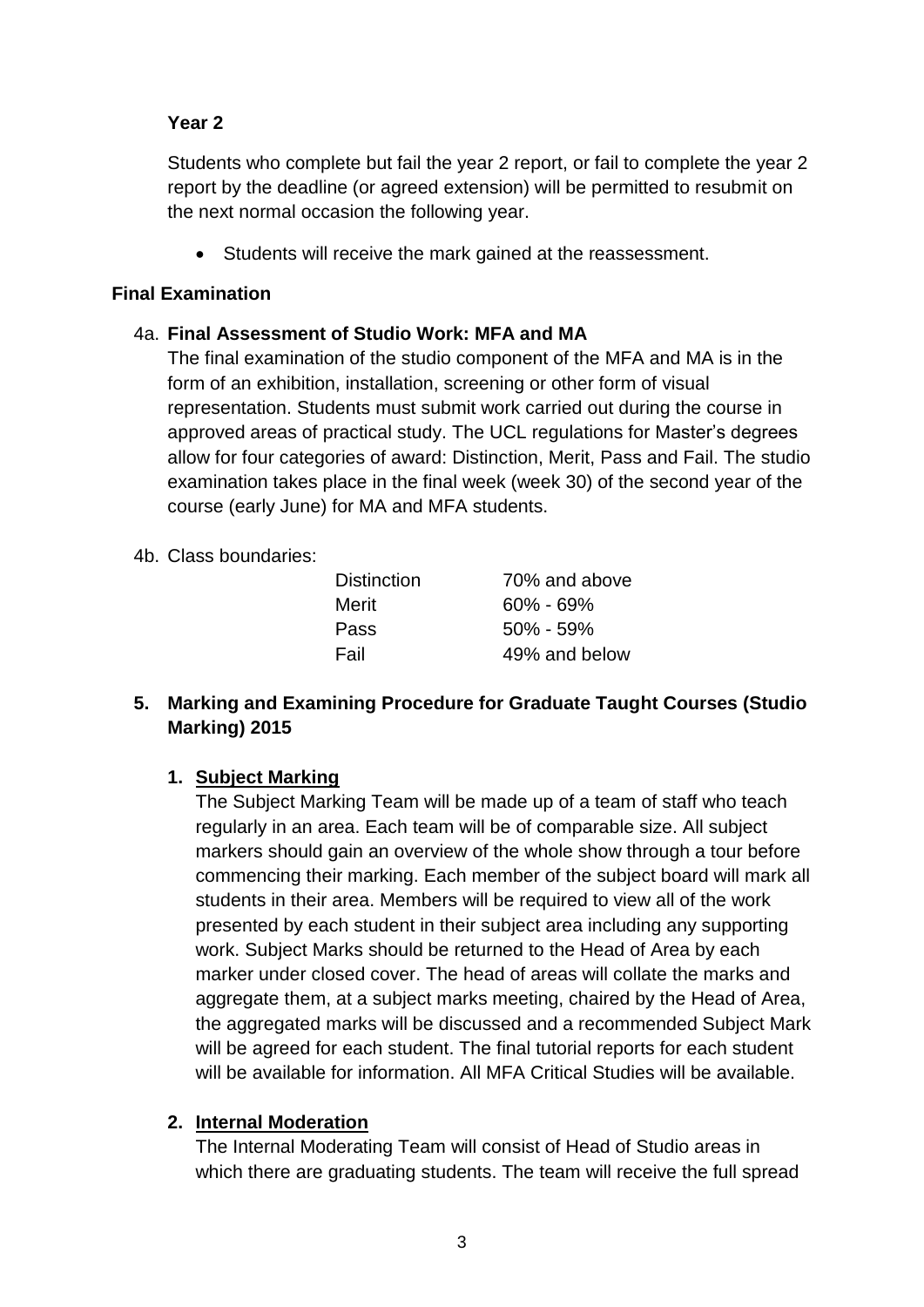**Year 2**

Students who complete but fail the year 2 report, or fail to complete the year 2 report by the deadline (or agreed extension) will be permitted to resubmit on the next normal occasion the following year.

- Students will receive the mark gained at the reassessment.

**Final Examination**

4a. **Final Assessment of Studio Work: MFA and MA**

The final examination of the studio component of the MFA and MA is in the form of an exhibition, installation, screening or other form of visual representation. Students must submit work carried out during the course in approved areas of practical study. The UCL regulations for Master's degrees allow for four categories of award: Distinction, Merit, Pass and Fail. The studio examination takes place in the final week (week 30) of the second year of the course (early June) for MA and MFA students.

4b. Class boundaries:

| | |
|---|---|
| Distinction | 70% and above |
| Merit | 60% - 69% |
| Pass | 50% - 59% |
| Fail | 49% and below |

**5. Marking and Examining Procedure for Graduate Taught Courses (Studio Marking) 2015**

**1. Subject Marking**

The Subject Marking Team will be made up of a team of staff who teach regularly in an area. Each team will be of comparable size. All subject markers should gain an overview of the whole show through a tour before commencing their marking. Each member of the subject board will mark all students in their area. Members will be required to view all of the work presented by each student in their subject area including any supporting work. Subject Marks should be returned to the Head of Area by each marker under closed cover. The head of areas will collate the marks and aggregate them, at a subject marks meeting, chaired by the Head of Area, the aggregated marks will be discussed and a recommended Subject Mark will be agreed for each student. The final tutorial reports for each student will be available for information. All MFA Critical Studies will be available.

**2. Internal Moderation**

The Internal Moderating Team will consist of Head of Studio areas in which there are graduating students. The team will receive the full spread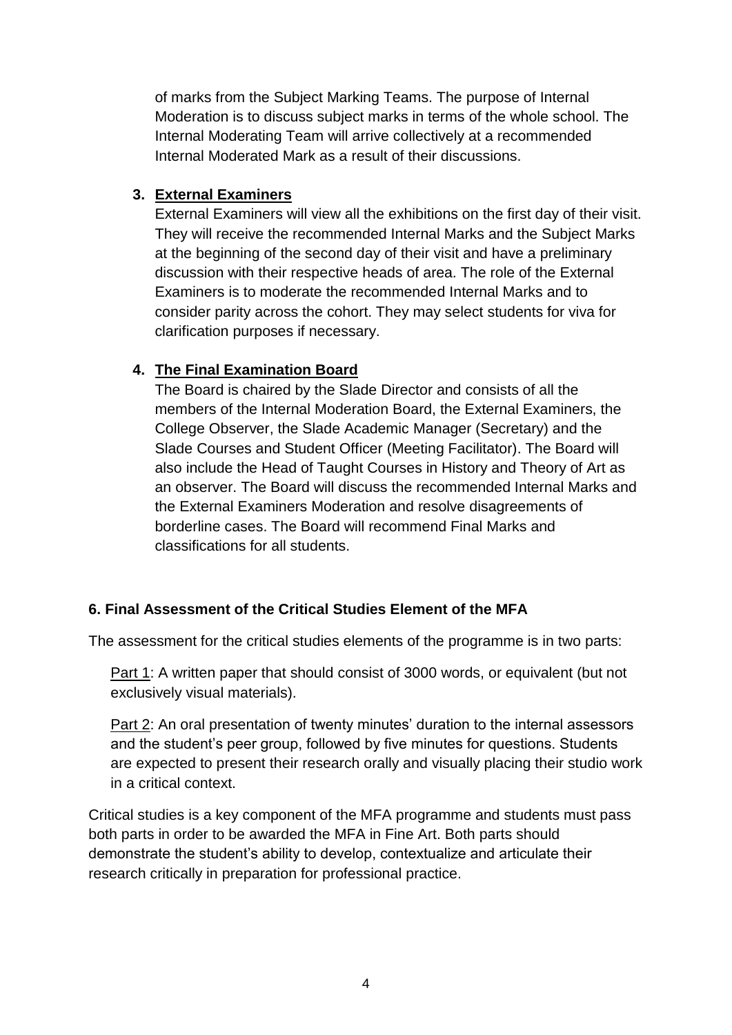of marks from the Subject Marking Teams. The purpose of Internal Moderation is to discuss subject marks in terms of the whole school. The Internal Moderating Team will arrive collectively at a recommended Internal Moderated Mark as a result of their discussions.

3. **External Examiners**

   External Examiners will view all the exhibitions on the first day of their visit. They will receive the recommended Internal Marks and the Subject Marks at the beginning of the second day of their visit and have a preliminary discussion with their respective heads of area. The role of the External Examiners is to moderate the recommended Internal Marks and to consider parity across the cohort. They may select students for viva for clarification purposes if necessary.

4. **The Final Examination Board**

   The Board is chaired by the Slade Director and consists of all the members of the Internal Moderation Board, the External Examiners, the College Observer, the Slade Academic Manager (Secretary) and the Slade Courses and Student Officer (Meeting Facilitator). The Board will also include the Head of Taught Courses in History and Theory of Art as an observer. The Board will discuss the recommended Internal Marks and the External Examiners Moderation and resolve disagreements of borderline cases. The Board will recommend Final Marks and classifications for all students.

### 6. Final Assessment of the Critical Studies Element of the MFA

The assessment for the critical studies elements of the programme is in two parts:

Part 1: A written paper that should consist of 3000 words, or equivalent (but not exclusively visual materials).

Part 2: An oral presentation of twenty minutes' duration to the internal assessors and the student's peer group, followed by five minutes for questions. Students are expected to present their research orally and visually placing their studio work in a critical context.

Critical studies is a key component of the MFA programme and students must pass both parts in order to be awarded the MFA in Fine Art. Both parts should demonstrate the student's ability to develop, contextualize and articulate their research critically in preparation for professional practice.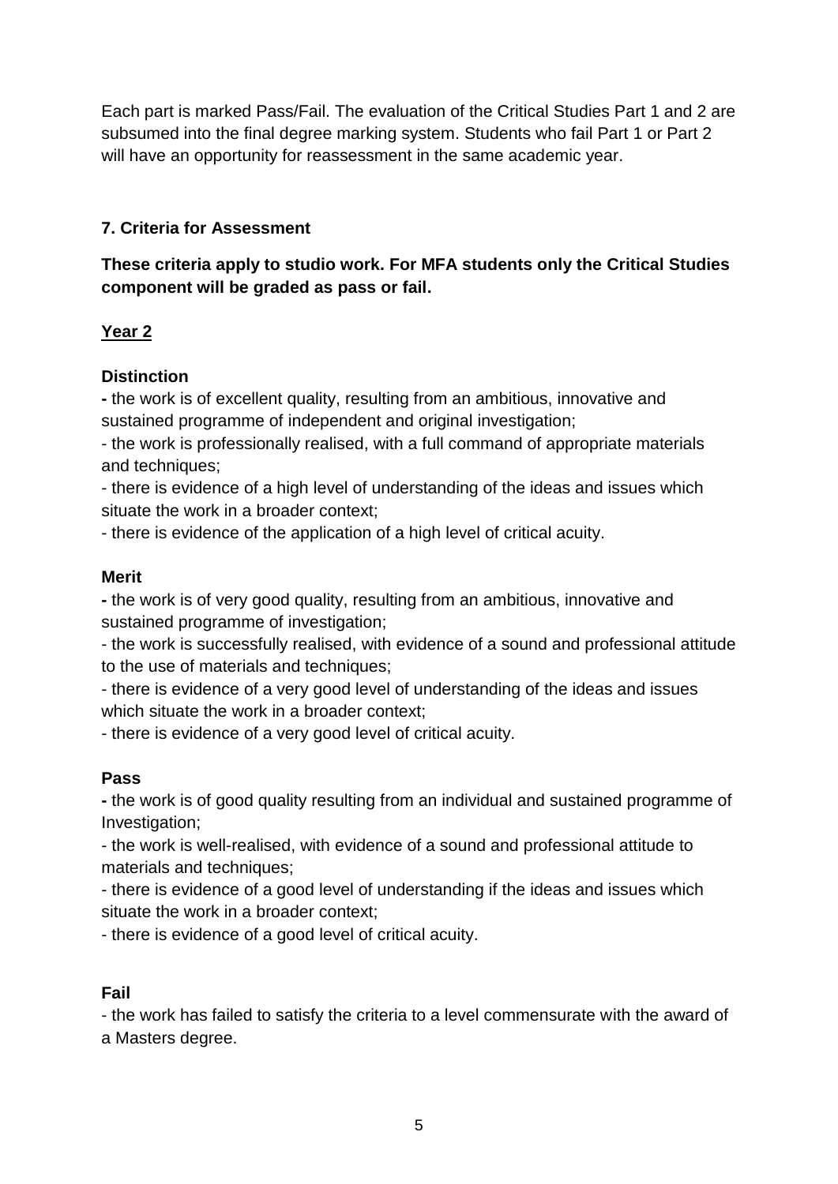Each part is marked Pass/Fail. The evaluation of the Critical Studies Part 1 and 2 are subsumed into the final degree marking system. Students who fail Part 1 or Part 2 will have an opportunity for reassessment in the same academic year.

## 7. Criteria for Assessment

**These criteria apply to studio work. For MFA students only the Critical Studies component will be graded as pass or fail.**

### Year 2

**Distinction**

- the work is of excellent quality, resulting from an ambitious, innovative and sustained programme of independent and original investigation;
- the work is professionally realised, with a full command of appropriate materials and techniques;
- there is evidence of a high level of understanding of the ideas and issues which situate the work in a broader context;
- there is evidence of the application of a high level of critical acuity.

**Merit**

- the work is of very good quality, resulting from an ambitious, innovative and sustained programme of investigation;
- the work is successfully realised, with evidence of a sound and professional attitude to the use of materials and techniques;
- there is evidence of a very good level of understanding of the ideas and issues which situate the work in a broader context;
- there is evidence of a very good level of critical acuity.

**Pass**

- the work is of good quality resulting from an individual and sustained programme of Investigation;
- the work is well-realised, with evidence of a sound and professional attitude to materials and techniques;
- there is evidence of a good level of understanding if the ideas and issues which situate the work in a broader context;
- there is evidence of a good level of critical acuity.

**Fail**

- the work has failed to satisfy the criteria to a level commensurate with the award of a Masters degree.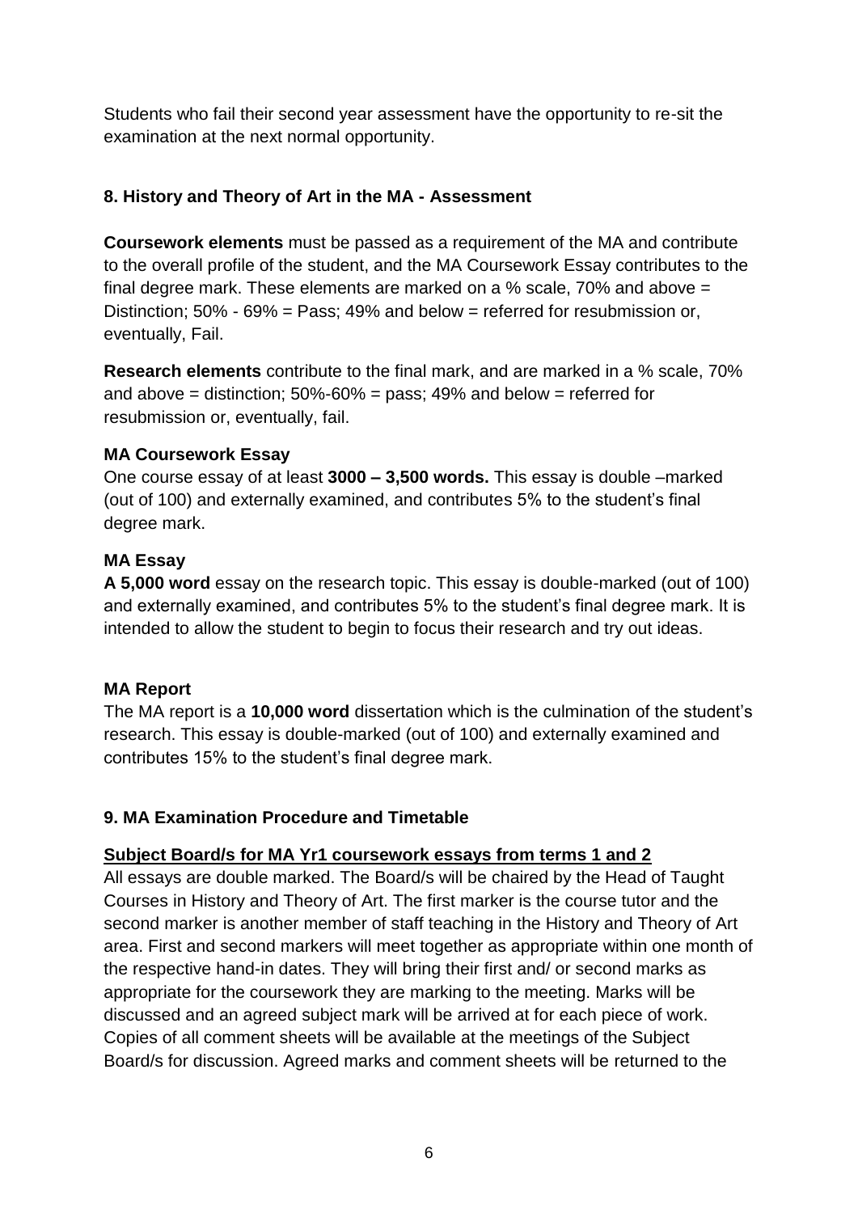Students who fail their second year assessment have the opportunity to re-sit the examination at the next normal opportunity.

## 8. History and Theory of Art in the MA - Assessment

**Coursework elements** must be passed as a requirement of the MA and contribute to the overall profile of the student, and the MA Coursework Essay contributes to the final degree mark. These elements are marked on a % scale, 70% and above = Distinction; 50% - 69% = Pass; 49% and below = referred for resubmission or, eventually, Fail.

**Research elements** contribute to the final mark, and are marked in a % scale, 70% and above = distinction; 50%-60% = pass; 49% and below = referred for resubmission or, eventually, fail.

### MA Coursework Essay

One course essay of at least **3000 – 3,500 words.** This essay is double –marked (out of 100) and externally examined, and contributes 5% to the student's final degree mark.

### MA Essay

**A 5,000 word** essay on the research topic. This essay is double-marked (out of 100) and externally examined, and contributes 5% to the student's final degree mark. It is intended to allow the student to begin to focus their research and try out ideas.

### MA Report

The MA report is a **10,000 word** dissertation which is the culmination of the student's research. This essay is double-marked (out of 100) and externally examined and contributes 15% to the student's final degree mark.

## 9. MA Examination Procedure and Timetable

**Subject Board/s for MA Yr1 coursework essays from terms 1 and 2**

All essays are double marked. The Board/s will be chaired by the Head of Taught Courses in History and Theory of Art. The first marker is the course tutor and the second marker is another member of staff teaching in the History and Theory of Art area. First and second markers will meet together as appropriate within one month of the respective hand-in dates. They will bring their first and/ or second marks as appropriate for the coursework they are marking to the meeting. Marks will be discussed and an agreed subject mark will be arrived at for each piece of work. Copies of all comment sheets will be available at the meetings of the Subject Board/s for discussion. Agreed marks and comment sheets will be returned to the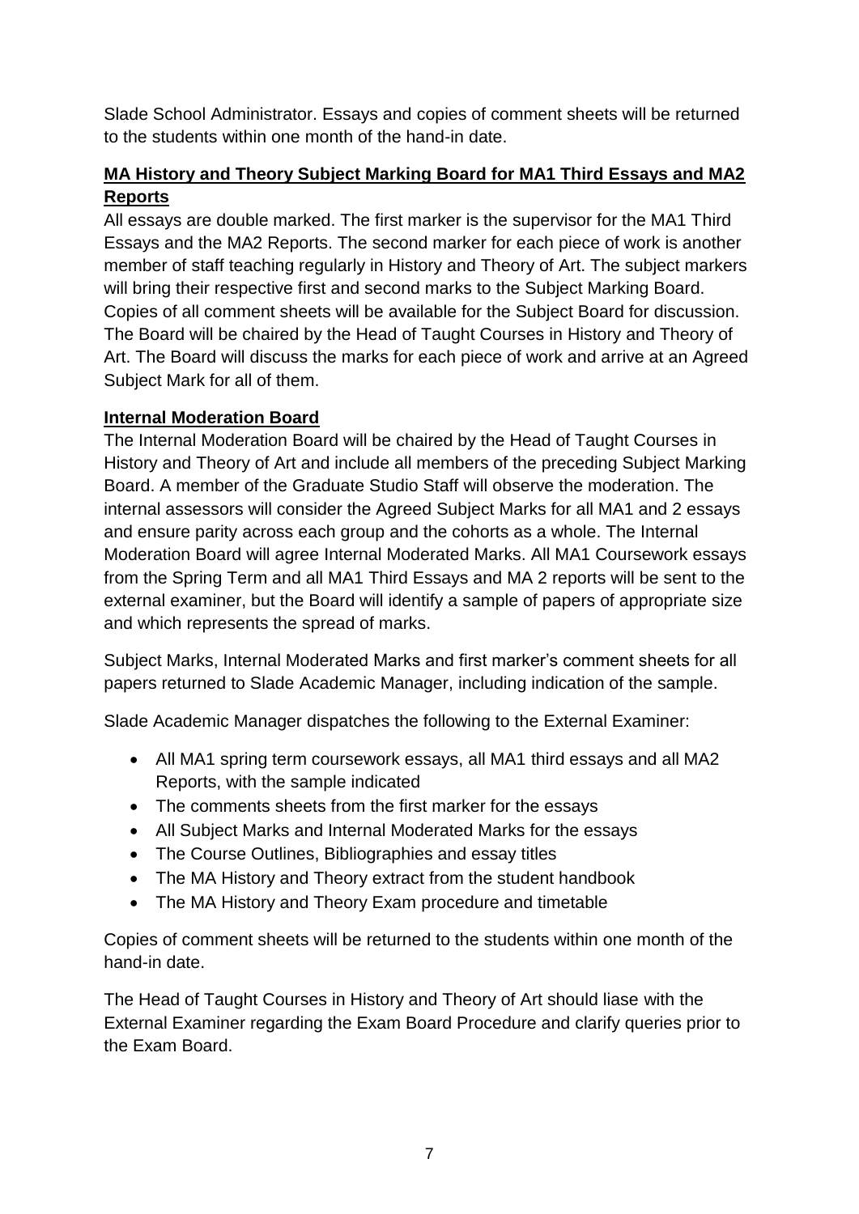Slade School Administrator. Essays and copies of comment sheets will be returned to the students within one month of the hand-in date.

**MA History and Theory Subject Marking Board for MA1 Third Essays and MA2 Reports**

All essays are double marked. The first marker is the supervisor for the MA1 Third Essays and the MA2 Reports. The second marker for each piece of work is another member of staff teaching regularly in History and Theory of Art. The subject markers will bring their respective first and second marks to the Subject Marking Board. Copies of all comment sheets will be available for the Subject Board for discussion. The Board will be chaired by the Head of Taught Courses in History and Theory of Art. The Board will discuss the marks for each piece of work and arrive at an Agreed Subject Mark for all of them.

**Internal Moderation Board**

The Internal Moderation Board will be chaired by the Head of Taught Courses in History and Theory of Art and include all members of the preceding Subject Marking Board. A member of the Graduate Studio Staff will observe the moderation. The internal assessors will consider the Agreed Subject Marks for all MA1 and 2 essays and ensure parity across each group and the cohorts as a whole. The Internal Moderation Board will agree Internal Moderated Marks. All MA1 Coursework essays from the Spring Term and all MA1 Third Essays and MA 2 reports will be sent to the external examiner, but the Board will identify a sample of papers of appropriate size and which represents the spread of marks.

Subject Marks, Internal Moderated Marks and first marker's comment sheets for all papers returned to Slade Academic Manager, including indication of the sample.

Slade Academic Manager dispatches the following to the External Examiner:

- All MA1 spring term coursework essays, all MA1 third essays and all MA2 Reports, with the sample indicated
- The comments sheets from the first marker for the essays
- All Subject Marks and Internal Moderated Marks for the essays
- The Course Outlines, Bibliographies and essay titles
- The MA History and Theory extract from the student handbook
- The MA History and Theory Exam procedure and timetable

Copies of comment sheets will be returned to the students within one month of the hand-in date.

The Head of Taught Courses in History and Theory of Art should liase with the External Examiner regarding the Exam Board Procedure and clarify queries prior to the Exam Board.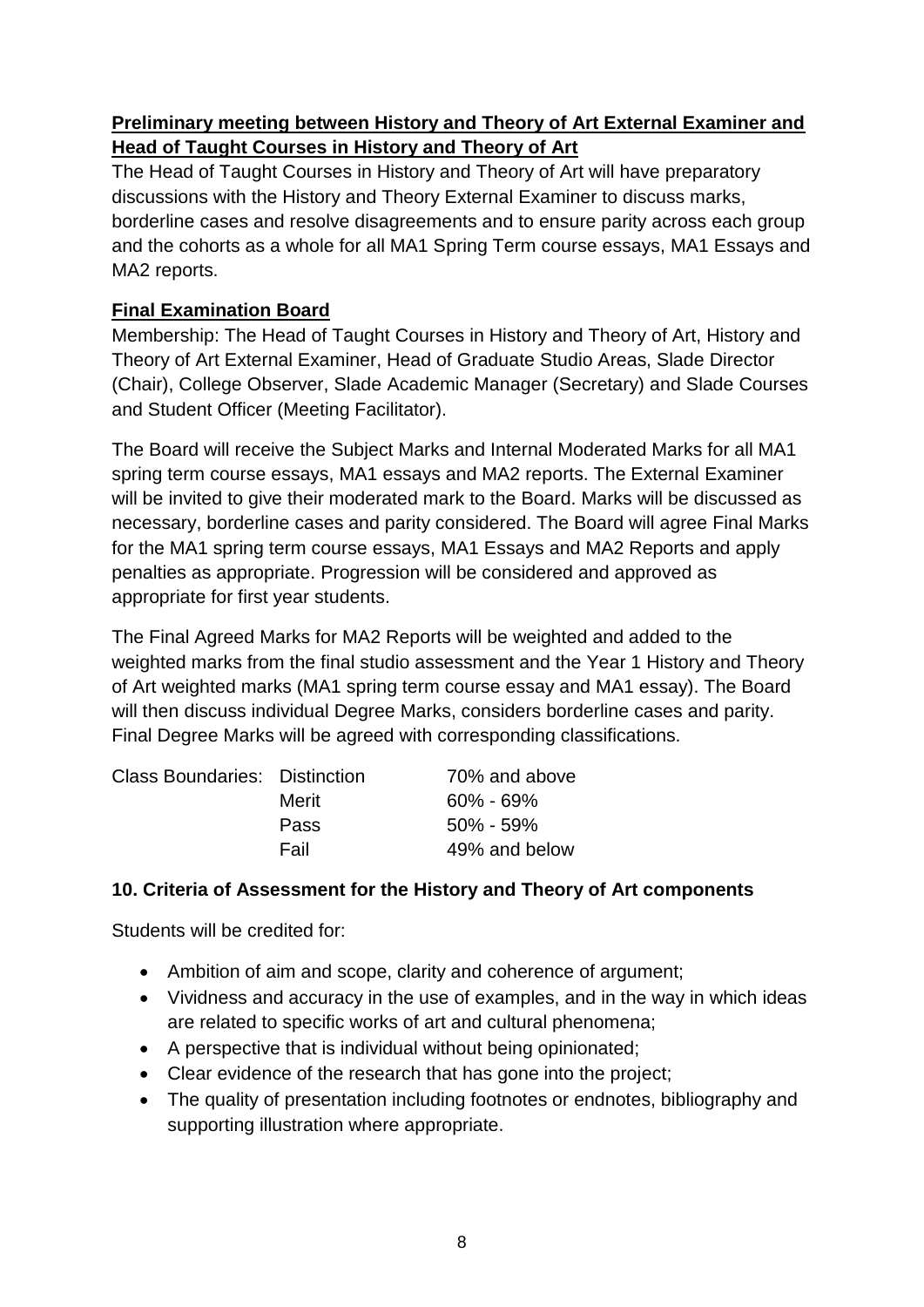**Preliminary meeting between History and Theory of Art External Examiner and Head of Taught Courses in History and Theory of Art**

The Head of Taught Courses in History and Theory of Art will have preparatory discussions with the History and Theory External Examiner to discuss marks, borderline cases and resolve disagreements and to ensure parity across each group and the cohorts as a whole for all MA1 Spring Term course essays, MA1 Essays and MA2 reports.

**Final Examination Board**

Membership: The Head of Taught Courses in History and Theory of Art, History and Theory of Art External Examiner, Head of Graduate Studio Areas, Slade Director (Chair), College Observer, Slade Academic Manager (Secretary) and Slade Courses and Student Officer (Meeting Facilitator).

The Board will receive the Subject Marks and Internal Moderated Marks for all MA1 spring term course essays, MA1 essays and MA2 reports. The External Examiner will be invited to give their moderated mark to the Board. Marks will be discussed as necessary, borderline cases and parity considered. The Board will agree Final Marks for the MA1 spring term course essays, MA1 Essays and MA2 Reports and apply penalties as appropriate. Progression will be considered and approved as appropriate for first year students.

The Final Agreed Marks for MA2 Reports will be weighted and added to the weighted marks from the final studio assessment and the Year 1 History and Theory of Art weighted marks (MA1 spring term course essay and MA1 essay). The Board will then discuss individual Degree Marks, considers borderline cases and parity. Final Degree Marks will be agreed with corresponding classifications.

| Class Boundaries: | Distinction | 70% and above |
|---|---|---|
| | Merit | 60% - 69% |
| | Pass | 50% - 59% |
| | Fail | 49% and below |

**10. Criteria of Assessment for the History and Theory of Art components**

Students will be credited for:

- Ambition of aim and scope, clarity and coherence of argument;
- Vividness and accuracy in the use of examples, and in the way in which ideas are related to specific works of art and cultural phenomena;
- A perspective that is individual without being opinionated;
- Clear evidence of the research that has gone into the project;
- The quality of presentation including footnotes or endnotes, bibliography and supporting illustration where appropriate.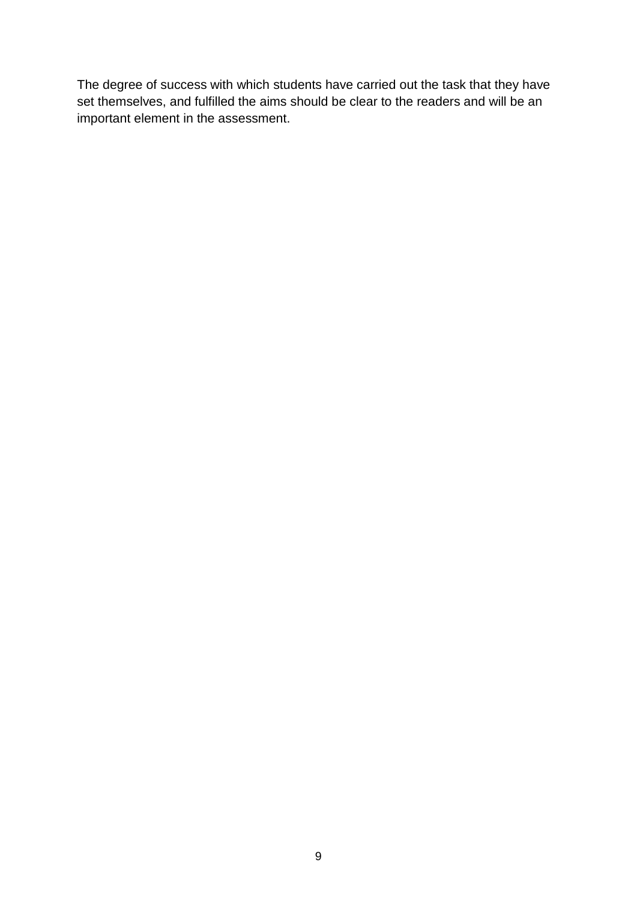The degree of success with which students have carried out the task that they have set themselves, and fulfilled the aims should be clear to the readers and will be an important element in the assessment.